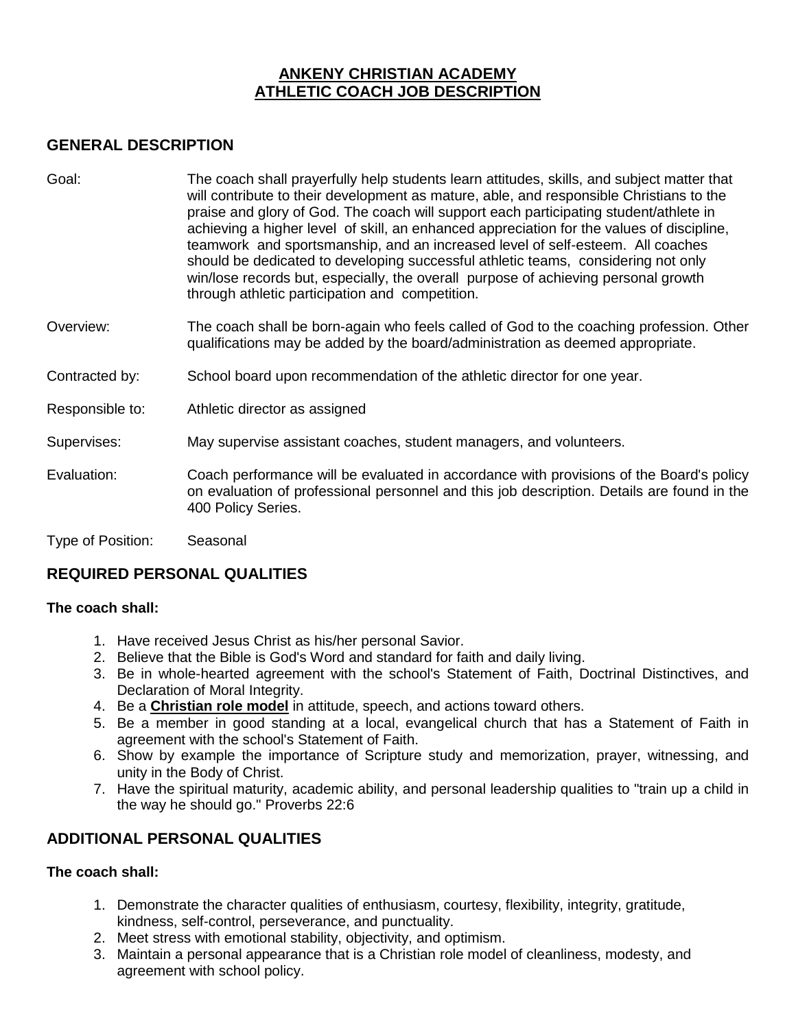# ANKENY CHRISTIAN ACADEMY
# ATHLETIC COACH JOB DESCRIPTION

## GENERAL DESCRIPTION

**Goal:** The coach shall prayerfully help students learn attitudes, skills, and subject matter that will contribute to their development as mature, able, and responsible Christians to the praise and glory of God. The coach will support each participating student/athlete in achieving a higher level of skill, an enhanced appreciation for the values of discipline, teamwork and sportsmanship, and an increased level of self-esteem. All coaches should be dedicated to developing successful athletic teams, considering not only win/lose records but, especially, the overall purpose of achieving personal growth through athletic participation and competition.

**Overview:** The coach shall be born-again who feels called of God to the coaching profession. Other qualifications may be added by the board/administration as deemed appropriate.

**Contracted by:** School board upon recommendation of the athletic director for one year.

**Responsible to:** Athletic director as assigned

**Supervises:** May supervise assistant coaches, student managers, and volunteers.

**Evaluation:** Coach performance will be evaluated in accordance with provisions of the Board's policy on evaluation of professional personnel and this job description. Details are found in the 400 Policy Series.

**Type of Position:** Seasonal

## REQUIRED PERSONAL QUALITIES

**The coach shall:**

1. Have received Jesus Christ as his/her personal Savior.
2. Believe that the Bible is God's Word and standard for faith and daily living.
3. Be in whole-hearted agreement with the school's Statement of Faith, Doctrinal Distinctives, and Declaration of Moral Integrity.
4. Be a **Christian role model** in attitude, speech, and actions toward others.
5. Be a member in good standing at a local, evangelical church that has a Statement of Faith in agreement with the school's Statement of Faith.
6. Show by example the importance of Scripture study and memorization, prayer, witnessing, and unity in the Body of Christ.
7. Have the spiritual maturity, academic ability, and personal leadership qualities to "train up a child in the way he should go." Proverbs 22:6

## ADDITIONAL PERSONAL QUALITIES

**The coach shall:**

1. Demonstrate the character qualities of enthusiasm, courtesy, flexibility, integrity, gratitude, kindness, self-control, perseverance, and punctuality.
2. Meet stress with emotional stability, objectivity, and optimism.
3. Maintain a personal appearance that is a Christian role model of cleanliness, modesty, and agreement with school policy.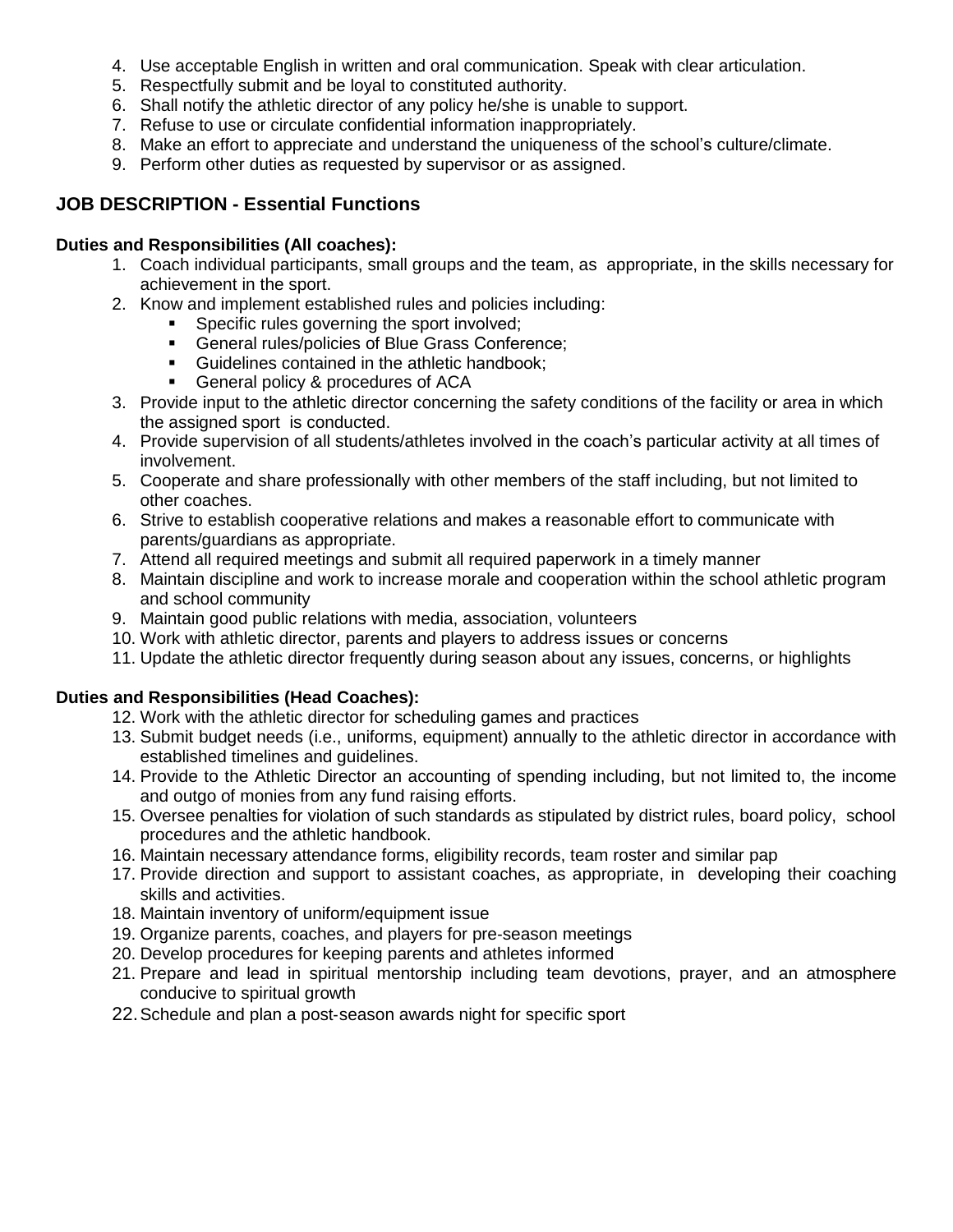4. Use acceptable English in written and oral communication. Speak with clear articulation.
5. Respectfully submit and be loyal to constituted authority.
6. Shall notify the athletic director of any policy he/she is unable to support.
7. Refuse to use or circulate confidential information inappropriately.
8. Make an effort to appreciate and understand the uniqueness of the school's culture/climate.
9. Perform other duties as requested by supervisor or as assigned.

## JOB DESCRIPTION - Essential Functions

**Duties and Responsibilities (All coaches):**

1. Coach individual participants, small groups and the team, as appropriate, in the skills necessary for achievement in the sport.
2. Know and implement established rules and policies including:
   - Specific rules governing the sport involved;
   - General rules/policies of Blue Grass Conference;
   - Guidelines contained in the athletic handbook;
   - General policy & procedures of ACA
3. Provide input to the athletic director concerning the safety conditions of the facility or area in which the assigned sport is conducted.
4. Provide supervision of all students/athletes involved in the coach's particular activity at all times of involvement.
5. Cooperate and share professionally with other members of the staff including, but not limited to other coaches.
6. Strive to establish cooperative relations and makes a reasonable effort to communicate with parents/guardians as appropriate.
7. Attend all required meetings and submit all required paperwork in a timely manner
8. Maintain discipline and work to increase morale and cooperation within the school athletic program and school community
9. Maintain good public relations with media, association, volunteers
10. Work with athletic director, parents and players to address issues or concerns
11. Update the athletic director frequently during season about any issues, concerns, or highlights

**Duties and Responsibilities (Head Coaches):**

12. Work with the athletic director for scheduling games and practices
13. Submit budget needs (i.e., uniforms, equipment) annually to the athletic director in accordance with established timelines and guidelines.
14. Provide to the Athletic Director an accounting of spending including, but not limited to, the income and outgo of monies from any fund raising efforts.
15. Oversee penalties for violation of such standards as stipulated by district rules, board policy, school procedures and the athletic handbook.
16. Maintain necessary attendance forms, eligibility records, team roster and similar pap
17. Provide direction and support to assistant coaches, as appropriate, in developing their coaching skills and activities.
18. Maintain inventory of uniform/equipment issue
19. Organize parents, coaches, and players for pre-season meetings
20. Develop procedures for keeping parents and athletes informed
21. Prepare and lead in spiritual mentorship including team devotions, prayer, and an atmosphere conducive to spiritual growth
22. Schedule and plan a post-season awards night for specific sport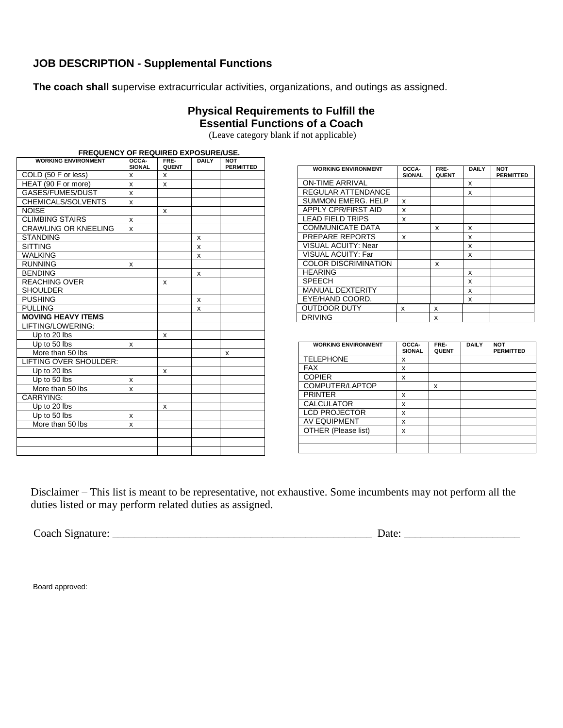## JOB DESCRIPTION - Supplemental Functions

**The coach shall s**upervise extracurricular activities, organizations, and outings as assigned.

### Physical Requirements to Fulfill the Essential Functions of a Coach

(Leave category blank if not applicable)

**FREQUENCY OF REQUIRED EXPOSURE/USE.**

| WORKING ENVIRONMENT | OCCA-SIONAL | FRE-QUENT | DAILY | NOT PERMITTED |
|---|---|---|---|---|
| COLD (50 F or less) | x | x | | |
| HEAT (90 F or more) | x | x | | |
| GASES/FUMES/DUST | x | | | |
| CHEMICALS/SOLVENTS | x | | | |
| NOISE | | x | | |
| CLIMBING STAIRS | x | | | |
| CRAWLING OR KNEELING | x | | | |
| STANDING | | | x | |
| SITTING | | | x | |
| WALKING | | | x | |
| RUNNING | x | | | |
| BENDING | | | x | |
| REACHING OVER SHOULDER | | x | | |
| PUSHING | | | x | |
| PULLING | | | x | |
| **MOVING HEAVY ITEMS** | | | | |
| LIFTING/LOWERING: | | | | |
| Up to 20 lbs | | x | | |
| Up to 50 lbs | x | | | |
| More than 50 lbs | | | | x |
| LIFTING OVER SHOULDER: | | | | |
| Up to 20 lbs | | x | | |
| Up to 50 lbs | x | | | |
| More than 50 lbs | x | | | |
| CARRYING: | | | | |
| Up to 20 lbs | | x | | |
| Up to 50 lbs | x | | | |
| More than 50 lbs | x | | | |
| | | | | |
| | | | | |
| | | | | |

| WORKING ENVIRONMENT | OCCA-SIONAL | FRE-QUENT | DAILY | NOT PERMITTED |
|---|---|---|---|---|
| ON-TIME ARRIVAL | | | x | |
| REGULAR ATTENDANCE | | | x | |
| SUMMON EMERG. HELP | x | | | |
| APPLY CPR/FIRST AID | x | | | |
| LEAD FIELD TRIPS | x | | | |
| COMMUNICATE DATA | | x | x | |
| PREPARE REPORTS | x | | x | |
| VISUAL ACUITY: Near | | | x | |
| VISUAL ACUITY: Far | | | x | |
| COLOR DISCRIMINATION | | x | | |
| HEARING | | | x | |
| SPEECH | | | x | |
| MANUAL DEXTERITY | | | x | |
| EYE/HAND COORD. | | | x | |
| OUTDOOR DUTY | x | x | | |
| DRIVING | | x | | |

| WORKING ENVIRONMENT | OCCA-SIONAL | FRE-QUENT | DAILY | NOT PERMITTED |
|---|---|---|---|---|
| TELEPHONE | x | | | |
| FAX | x | | | |
| COPIER | x | | | |
| COMPUTER/LAPTOP | | x | | |
| PRINTER | x | | | |
| CALCULATOR | x | | | |
| LCD PROJECTOR | x | | | |
| AV EQUIPMENT | x | | | |
| OTHER (Please list) | x | | | |
| | | | | |
| | | | | |

Disclaimer – This list is meant to be representative, not exhaustive. Some incumbents may not perform all the duties listed or may perform related duties as assigned.

Coach Signature: _______________________________________________ Date: ____________________

Board approved: